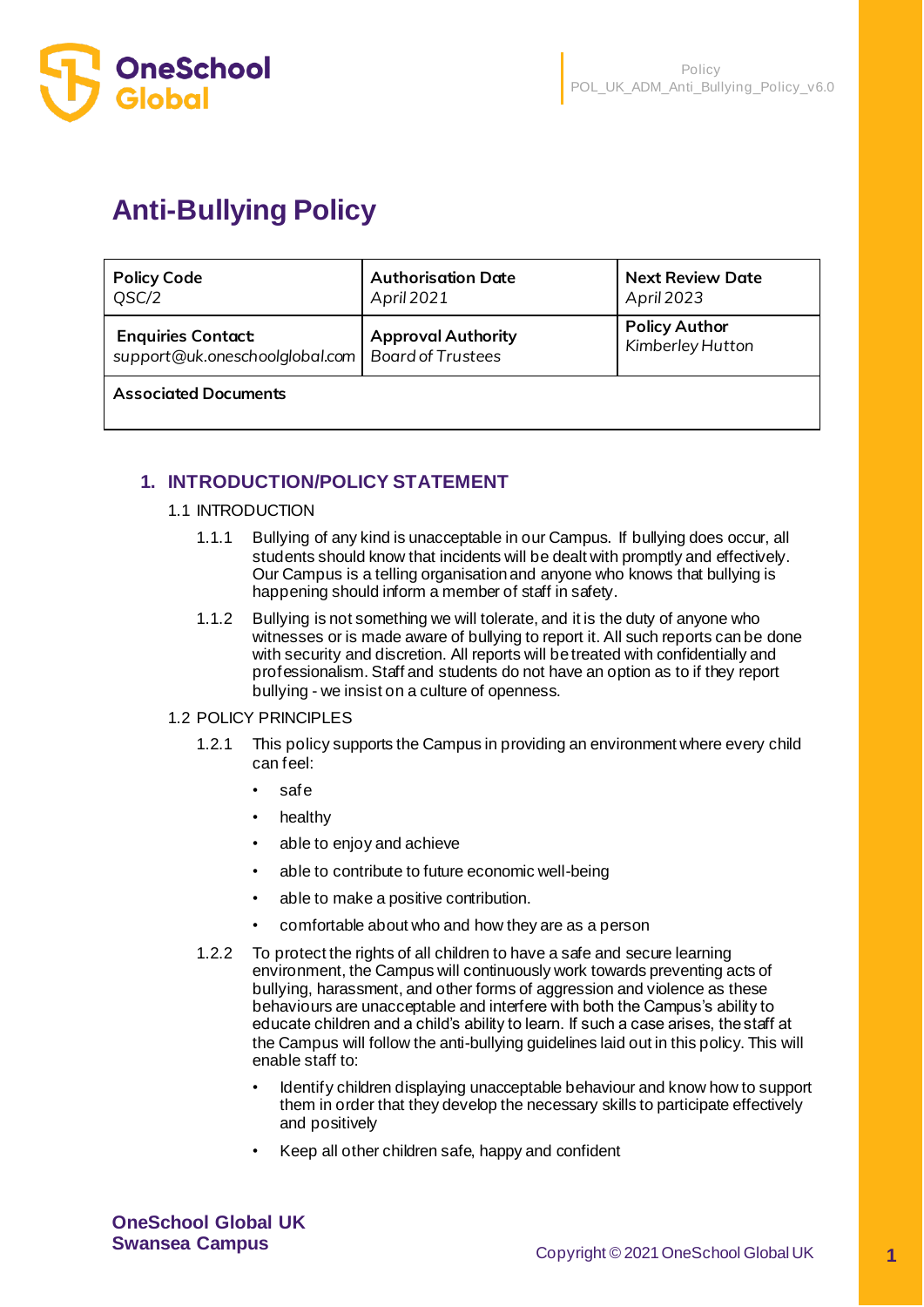# Anti-Bullying Policy

| Policy Code<br>QSC/2 | Authorisation Date<br>*April 2021* | Next Review Date<br>*April 2023* |
|---|---|---|
| **Enquiries Contact:**<br>*support@uk.oneschoolglobal.com* | **Approval Authority**<br>*Board of Trustees* | **Policy Author**<br>*Kimberley Hutton* |
| **Associated Documents** | | |

## 1. INTRODUCTION/POLICY STATEMENT

### 1.1 INTRODUCTION

1.1.1 Bullying of any kind is unacceptable in our Campus. If bullying does occur, all students should know that incidents will be dealt with promptly and effectively. Our Campus is a telling organisation and anyone who knows that bullying is happening should inform a member of staff in safety.

1.1.2 Bullying is not something we will tolerate, and it is the duty of anyone who witnesses or is made aware of bullying to report it. All such reports can be done with security and discretion. All reports will be treated with confidentially and professionalism. Staff and students do not have an option as to if they report bullying - we insist on a culture of openness.

### 1.2 POLICY PRINCIPLES

1.2.1 This policy supports the Campus in providing an environment where every child can feel:

- safe
- healthy
- able to enjoy and achieve
- able to contribute to future economic well-being
- able to make a positive contribution.
- comfortable about who and how they are as a person

1.2.2 To protect the rights of all children to have a safe and secure learning environment, the Campus will continuously work towards preventing acts of bullying, harassment, and other forms of aggression and violence as these behaviours are unacceptable and interfere with both the Campus's ability to educate children and a child's ability to learn. If such a case arises, the staff at the Campus will follow the anti-bullying guidelines laid out in this policy. This will enable staff to:

- Identify children displaying unacceptable behaviour and know how to support them in order that they develop the necessary skills to participate effectively and positively
- Keep all other children safe, happy and confident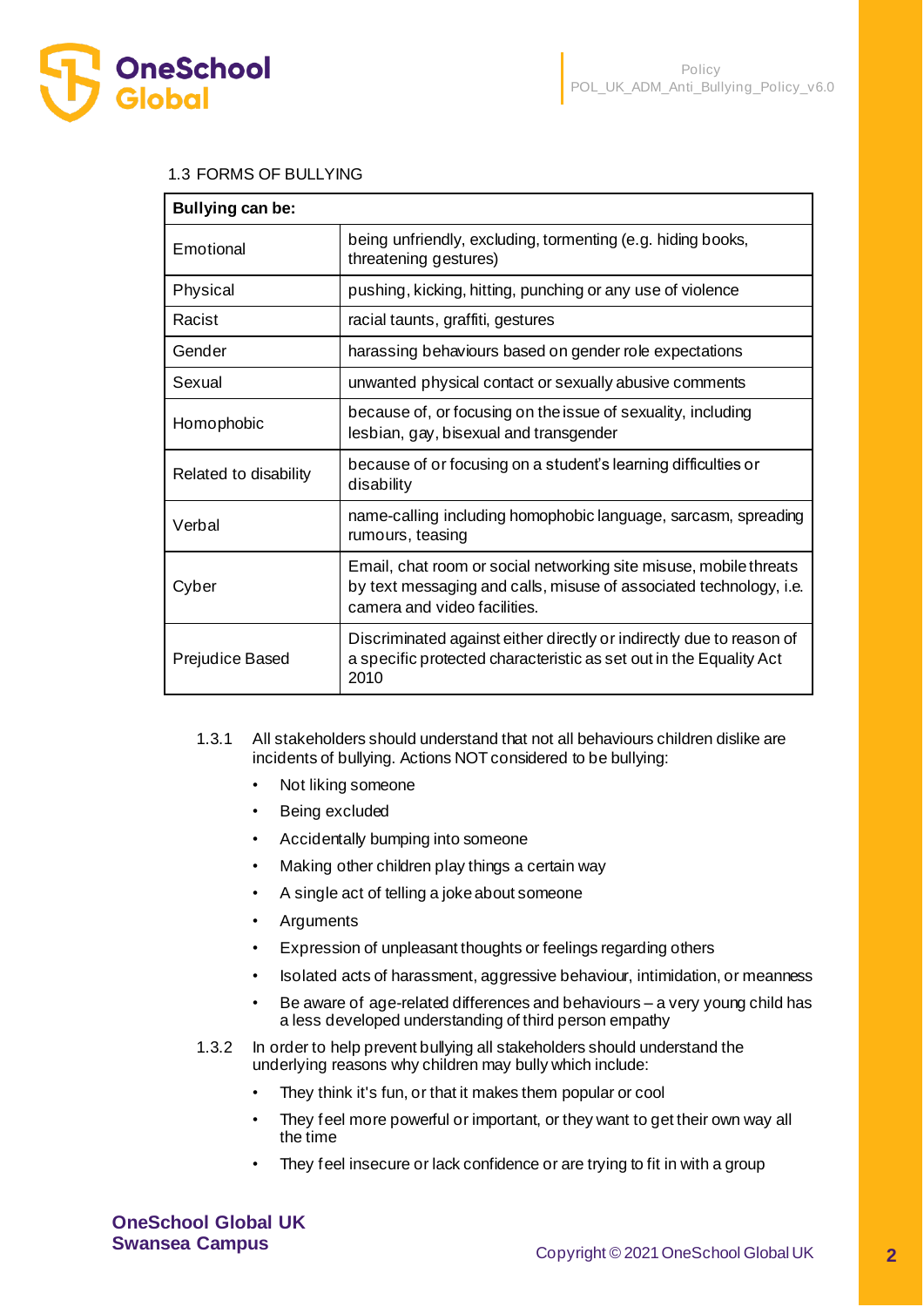### 1.3 FORMS OF BULLYING

| **Bullying can be:** | |
|---|---|
| Emotional | being unfriendly, excluding, tormenting (e.g. hiding books, threatening gestures) |
| Physical | pushing, kicking, hitting, punching or any use of violence |
| Racist | racial taunts, graffiti, gestures |
| Gender | harassing behaviours based on gender role expectations |
| Sexual | unwanted physical contact or sexually abusive comments |
| Homophobic | because of, or focusing on the issue of sexuality, including lesbian, gay, bisexual and transgender |
| Related to disability | because of or focusing on a student's learning difficulties or disability |
| Verbal | name-calling including homophobic language, sarcasm, spreading rumours, teasing |
| Cyber | Email, chat room or social networking site misuse, mobile threats by text messaging and calls, misuse of associated technology, i.e. camera and video facilities. |
| Prejudice Based | Discriminated against either directly or indirectly due to reason of a specific protected characteristic as set out in the Equality Act 2010 |

1.3.1 All stakeholders should understand that not all behaviours children dislike are incidents of bullying. Actions NOT considered to be bullying:

- Not liking someone
- Being excluded
- Accidentally bumping into someone
- Making other children play things a certain way
- A single act of telling a joke about someone
- Arguments
- Expression of unpleasant thoughts or feelings regarding others
- Isolated acts of harassment, aggressive behaviour, intimidation, or meanness
- Be aware of age-related differences and behaviours – a very young child has a less developed understanding of third person empathy

1.3.2 In order to help prevent bullying all stakeholders should understand the underlying reasons why children may bully which include:

- They think it's fun, or that it makes them popular or cool
- They feel more powerful or important, or they want to get their own way all the time
- They feel insecure or lack confidence or are trying to fit in with a group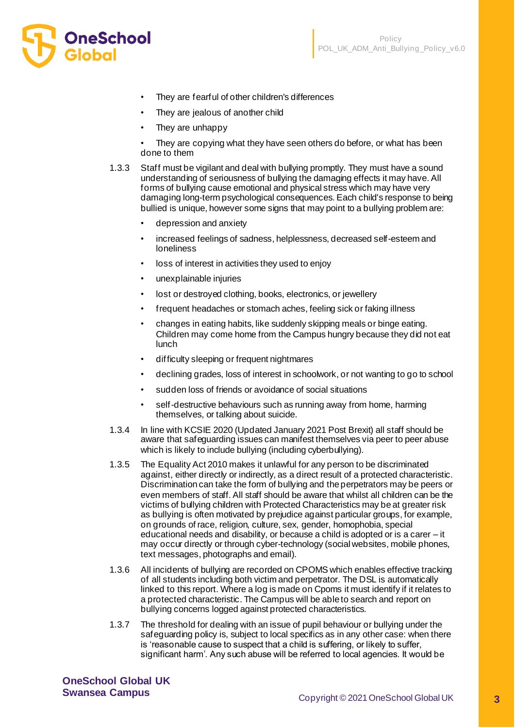- They are fearful of other children's differences
- They are jealous of another child
- They are unhappy
- They are copying what they have seen others do before, or what has been done to them

1.3.3 Staff must be vigilant and deal with bullying promptly. They must have a sound understanding of seriousness of bullying the damaging effects it may have. All forms of bullying cause emotional and physical stress which may have very damaging long-term psychological consequences. Each child's response to being bullied is unique, however some signs that may point to a bullying problem are:

- depression and anxiety
- increased feelings of sadness, helplessness, decreased self-esteem and loneliness
- loss of interest in activities they used to enjoy
- unexplainable injuries
- lost or destroyed clothing, books, electronics, or jewellery
- frequent headaches or stomach aches, feeling sick or faking illness
- changes in eating habits, like suddenly skipping meals or binge eating. Children may come home from the Campus hungry because they did not eat lunch
- difficulty sleeping or frequent nightmares
- declining grades, loss of interest in schoolwork, or not wanting to go to school
- sudden loss of friends or avoidance of social situations
- self-destructive behaviours such as running away from home, harming themselves, or talking about suicide.

1.3.4 In line with KCSIE 2020 (Updated January 2021 Post Brexit) all staff should be aware that safeguarding issues can manifest themselves via peer to peer abuse which is likely to include bullying (including cyberbullying).

1.3.5 The Equality Act 2010 makes it unlawful for any person to be discriminated against, either directly or indirectly, as a direct result of a protected characteristic. Discrimination can take the form of bullying and the perpetrators may be peers or even members of staff. All staff should be aware that whilst all children can be the victims of bullying children with Protected Characteristics may be at greater risk as bullying is often motivated by prejudice against particular groups, for example, on grounds of race, religion, culture, sex, gender, homophobia, special educational needs and disability, or because a child is adopted or is a carer – it may occur directly or through cyber-technology (social websites, mobile phones, text messages, photographs and email).

1.3.6 All incidents of bullying are recorded on CPOMS which enables effective tracking of all students including both victim and perpetrator. The DSL is automatically linked to this report. Where a log is made on Cpoms it must identify if it relates to a protected characteristic. The Campus will be able to search and report on bullying concerns logged against protected characteristics.

1.3.7 The threshold for dealing with an issue of pupil behaviour or bullying under the safeguarding policy is, subject to local specifics as in any other case: when there is 'reasonable cause to suspect that a child is suffering, or likely to suffer, significant harm'. Any such abuse will be referred to local agencies. It would be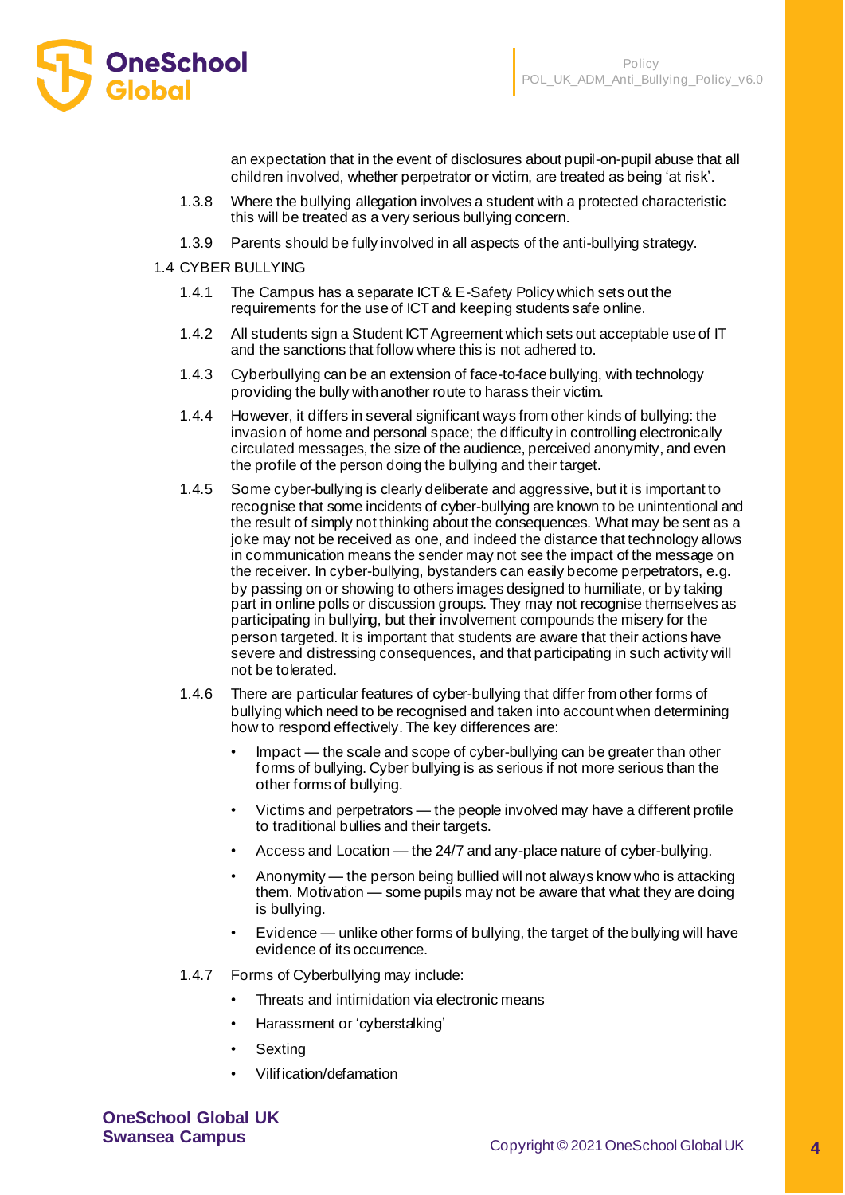an expectation that in the event of disclosures about pupil-on-pupil abuse that all children involved, whether perpetrator or victim, are treated as being 'at risk'.

1.3.8 Where the bullying allegation involves a student with a protected characteristic this will be treated as a very serious bullying concern.

1.3.9 Parents should be fully involved in all aspects of the anti-bullying strategy.

## 1.4 CYBER BULLYING

1.4.1 The Campus has a separate ICT & E-Safety Policy which sets out the requirements for the use of ICT and keeping students safe online.

1.4.2 All students sign a Student ICT Agreement which sets out acceptable use of IT and the sanctions that follow where this is not adhered to.

1.4.3 Cyberbullying can be an extension of face-to-face bullying, with technology providing the bully with another route to harass their victim.

1.4.4 However, it differs in several significant ways from other kinds of bullying: the invasion of home and personal space; the difficulty in controlling electronically circulated messages, the size of the audience, perceived anonymity, and even the profile of the person doing the bullying and their target.

1.4.5 Some cyber-bullying is clearly deliberate and aggressive, but it is important to recognise that some incidents of cyber-bullying are known to be unintentional and the result of simply not thinking about the consequences. What may be sent as a joke may not be received as one, and indeed the distance that technology allows in communication means the sender may not see the impact of the message on the receiver. In cyber-bullying, bystanders can easily become perpetrators, e.g. by passing on or showing to others images designed to humiliate, or by taking part in online polls or discussion groups. They may not recognise themselves as participating in bullying, but their involvement compounds the misery for the person targeted. It is important that students are aware that their actions have severe and distressing consequences, and that participating in such activity will not be tolerated.

1.4.6 There are particular features of cyber-bullying that differ from other forms of bullying which need to be recognised and taken into account when determining how to respond effectively. The key differences are:

- Impact — the scale and scope of cyber-bullying can be greater than other forms of bullying. Cyber bullying is as serious if not more serious than the other forms of bullying.
- Victims and perpetrators — the people involved may have a different profile to traditional bullies and their targets.
- Access and Location — the 24/7 and any-place nature of cyber-bullying.
- Anonymity — the person being bullied will not always know who is attacking them. Motivation — some pupils may not be aware that what they are doing is bullying.
- Evidence — unlike other forms of bullying, the target of the bullying will have evidence of its occurrence.

1.4.7 Forms of Cyberbullying may include:

- Threats and intimidation via electronic means
- Harassment or 'cyberstalking'
- Sexting
- Vilification/defamation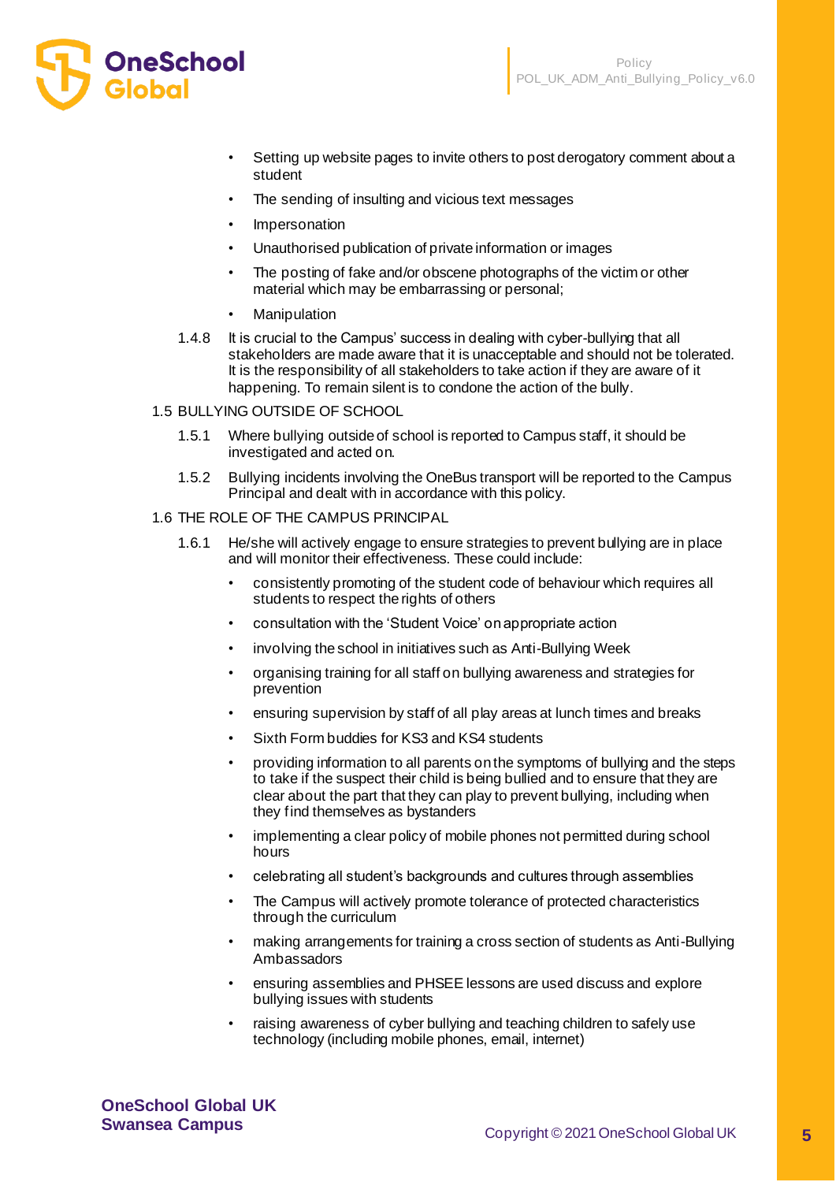- Setting up website pages to invite others to post derogatory comment about a student
- The sending of insulting and vicious text messages
- Impersonation
- Unauthorised publication of private information or images
- The posting of fake and/or obscene photographs of the victim or other material which may be embarrassing or personal;
- Manipulation

1.4.8 It is crucial to the Campus' success in dealing with cyber-bullying that all stakeholders are made aware that it is unacceptable and should not be tolerated. It is the responsibility of all stakeholders to take action if they are aware of it happening. To remain silent is to condone the action of the bully.

## 1.5 BULLYING OUTSIDE OF SCHOOL

1.5.1 Where bullying outside of school is reported to Campus staff, it should be investigated and acted on.

1.5.2 Bullying incidents involving the OneBus transport will be reported to the Campus Principal and dealt with in accordance with this policy.

## 1.6 THE ROLE OF THE CAMPUS PRINCIPAL

1.6.1 He/she will actively engage to ensure strategies to prevent bullying are in place and will monitor their effectiveness. These could include:

- consistently promoting of the student code of behaviour which requires all students to respect the rights of others
- consultation with the 'Student Voice' on appropriate action
- involving the school in initiatives such as Anti-Bullying Week
- organising training for all staff on bullying awareness and strategies for prevention
- ensuring supervision by staff of all play areas at lunch times and breaks
- Sixth Form buddies for KS3 and KS4 students
- providing information to all parents on the symptoms of bullying and the steps to take if the suspect their child is being bullied and to ensure that they are clear about the part that they can play to prevent bullying, including when they find themselves as bystanders
- implementing a clear policy of mobile phones not permitted during school hours
- celebrating all student's backgrounds and cultures through assemblies
- The Campus will actively promote tolerance of protected characteristics through the curriculum
- making arrangements for training a cross section of students as Anti-Bullying Ambassadors
- ensuring assemblies and PHSEE lessons are used discuss and explore bullying issues with students
- raising awareness of cyber bullying and teaching children to safely use technology (including mobile phones, email, internet)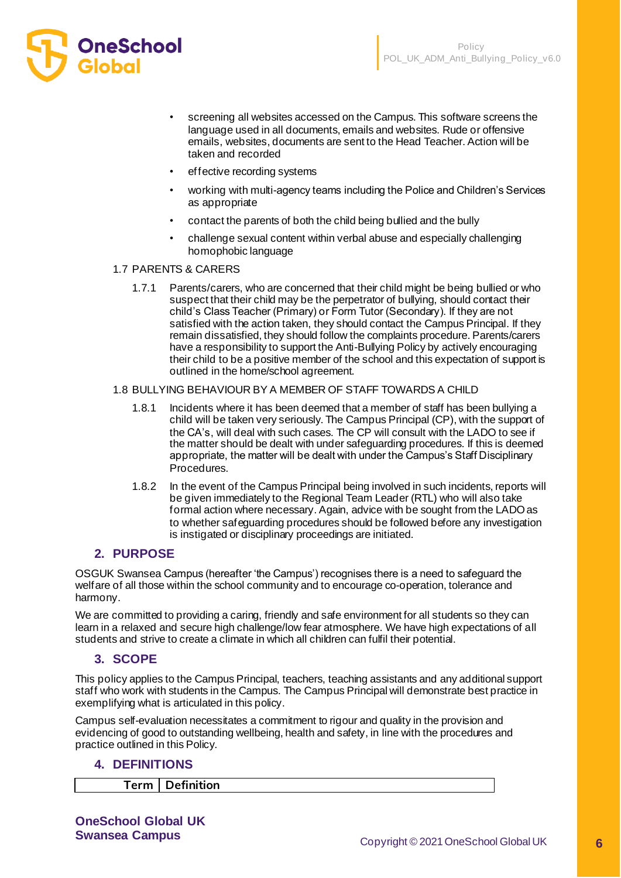- screening all websites accessed on the Campus. This software screens the language used in all documents, emails and websites. Rude or offensive emails, websites, documents are sent to the Head Teacher. Action will be taken and recorded
- effective recording systems
- working with multi-agency teams including the Police and Children's Services as appropriate
- contact the parents of both the child being bullied and the bully
- challenge sexual content within verbal abuse and especially challenging homophobic language

1.7 PARENTS & CARERS

1.7.1 Parents/carers, who are concerned that their child might be being bullied or who suspect that their child may be the perpetrator of bullying, should contact their child's Class Teacher (Primary) or Form Tutor (Secondary). If they are not satisfied with the action taken, they should contact the Campus Principal. If they remain dissatisfied, they should follow the complaints procedure. Parents/carers have a responsibility to support the Anti-Bullying Policy by actively encouraging their child to be a positive member of the school and this expectation of support is outlined in the home/school agreement.

1.8 BULLYING BEHAVIOUR BY A MEMBER OF STAFF TOWARDS A CHILD

1.8.1 Incidents where it has been deemed that a member of staff has been bullying a child will be taken very seriously. The Campus Principal (CP), with the support of the CA's, will deal with such cases. The CP will consult with the LADO to see if the matter should be dealt with under safeguarding procedures. If this is deemed appropriate, the matter will be dealt with under the Campus's Staff Disciplinary Procedures.

1.8.2 In the event of the Campus Principal being involved in such incidents, reports will be given immediately to the Regional Team Leader (RTL) who will also take formal action where necessary. Again, advice with be sought from the LADO as to whether safeguarding procedures should be followed before any investigation is instigated or disciplinary proceedings are initiated.

## 2. PURPOSE

OSGUK Swansea Campus (hereafter 'the Campus') recognises there is a need to safeguard the welfare of all those within the school community and to encourage co-operation, tolerance and harmony.

We are committed to providing a caring, friendly and safe environment for all students so they can learn in a relaxed and secure high challenge/low fear atmosphere. We have high expectations of all students and strive to create a climate in which all children can fulfil their potential.

## 3. SCOPE

This policy applies to the Campus Principal, teachers, teaching assistants and any additional support staff who work with students in the Campus. The Campus Principal will demonstrate best practice in exemplifying what is articulated in this policy.

Campus self-evaluation necessitates a commitment to rigour and quality in the provision and evidencing of good to outstanding wellbeing, health and safety, in line with the procedures and practice outlined in this Policy.

## 4. DEFINITIONS

| Term | Definition |
|---|---|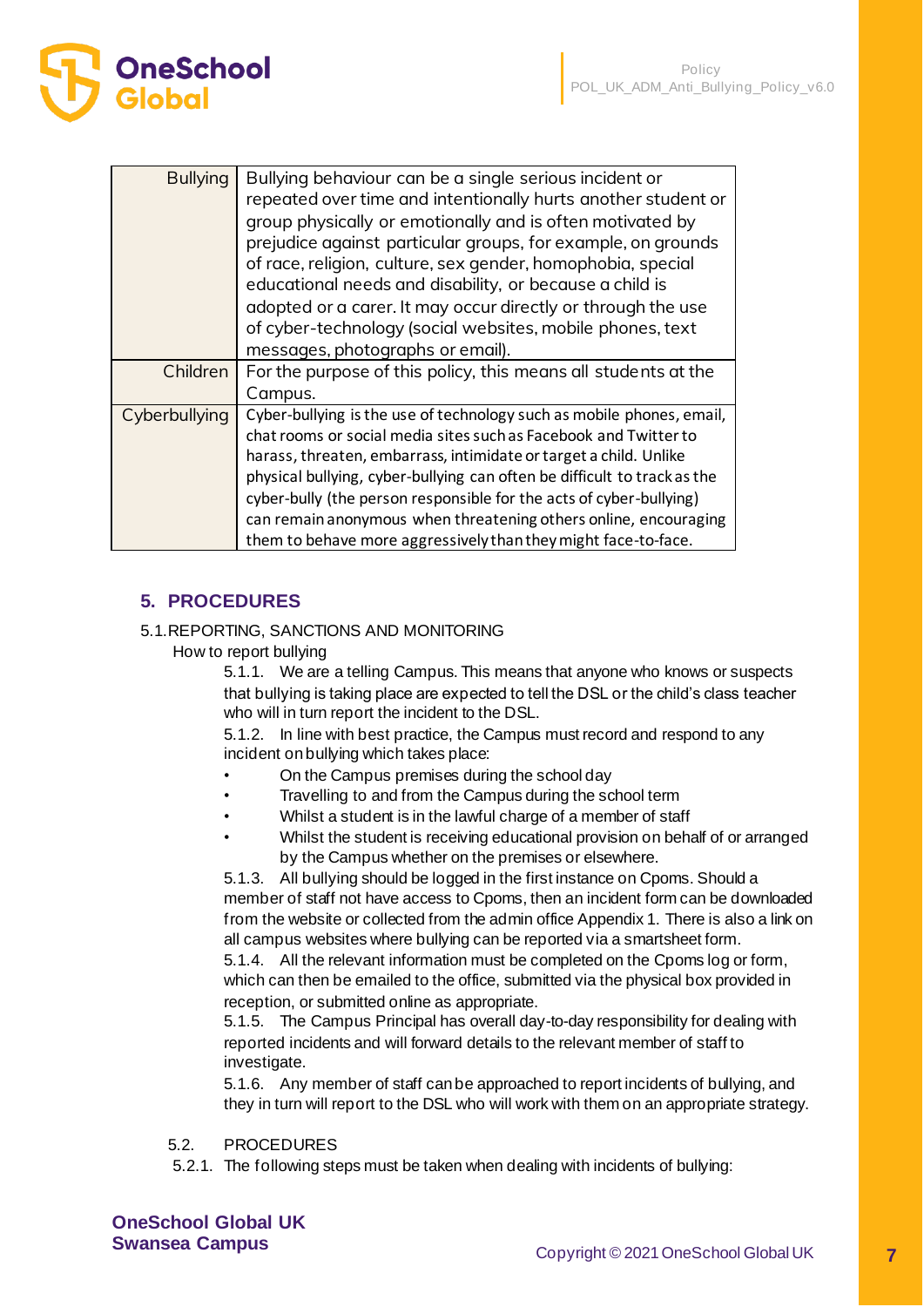| Term | Definition |
|---|---|
| Bullying | Bullying behaviour can be a single serious incident or repeated over time and intentionally hurts another student or group physically or emotionally and is often motivated by prejudice against particular groups, for example, on grounds of race, religion, culture, sex gender, homophobia, special educational needs and disability, or because a child is adopted or a carer. It may occur directly or through the use of cyber-technology (social websites, mobile phones, text messages, photographs or email). |
| Children | For the purpose of this policy, this means all students at the Campus. |
| Cyberbullying | Cyber-bullying is the use of technology such as mobile phones, email, chat rooms or social media sites such as Facebook and Twitter to harass, threaten, embarrass, intimidate or target a child. Unlike physical bullying, cyber-bullying can often be difficult to track as the cyber-bully (the person responsible for the acts of cyber-bullying) can remain anonymous when threatening others online, encouraging them to behave more aggressively than they might face-to-face. |

## 5. PROCEDURES

### 5.1. REPORTING, SANCTIONS AND MONITORING

How to report bullying

5.1.1. We are a telling Campus. This means that anyone who knows or suspects that bullying is taking place are expected to tell the DSL or the child's class teacher who will in turn report the incident to the DSL.

5.1.2. In line with best practice, the Campus must record and respond to any incident on bullying which takes place:

- On the Campus premises during the school day
- Travelling to and from the Campus during the school term
- Whilst a student is in the lawful charge of a member of staff
- Whilst the student is receiving educational provision on behalf of or arranged by the Campus whether on the premises or elsewhere.

5.1.3. All bullying should be logged in the first instance on Cpoms. Should a member of staff not have access to Cpoms, then an incident form can be downloaded from the website or collected from the admin office Appendix 1. There is also a link on all campus websites where bullying can be reported via a smartsheet form.

5.1.4. All the relevant information must be completed on the Cpoms log or form, which can then be emailed to the office, submitted via the physical box provided in reception, or submitted online as appropriate.

5.1.5. The Campus Principal has overall day-to-day responsibility for dealing with reported incidents and will forward details to the relevant member of staff to investigate.

5.1.6. Any member of staff can be approached to report incidents of bullying, and they in turn will report to the DSL who will work with them on an appropriate strategy.

### 5.2. PROCEDURES

5.2.1. The following steps must be taken when dealing with incidents of bullying: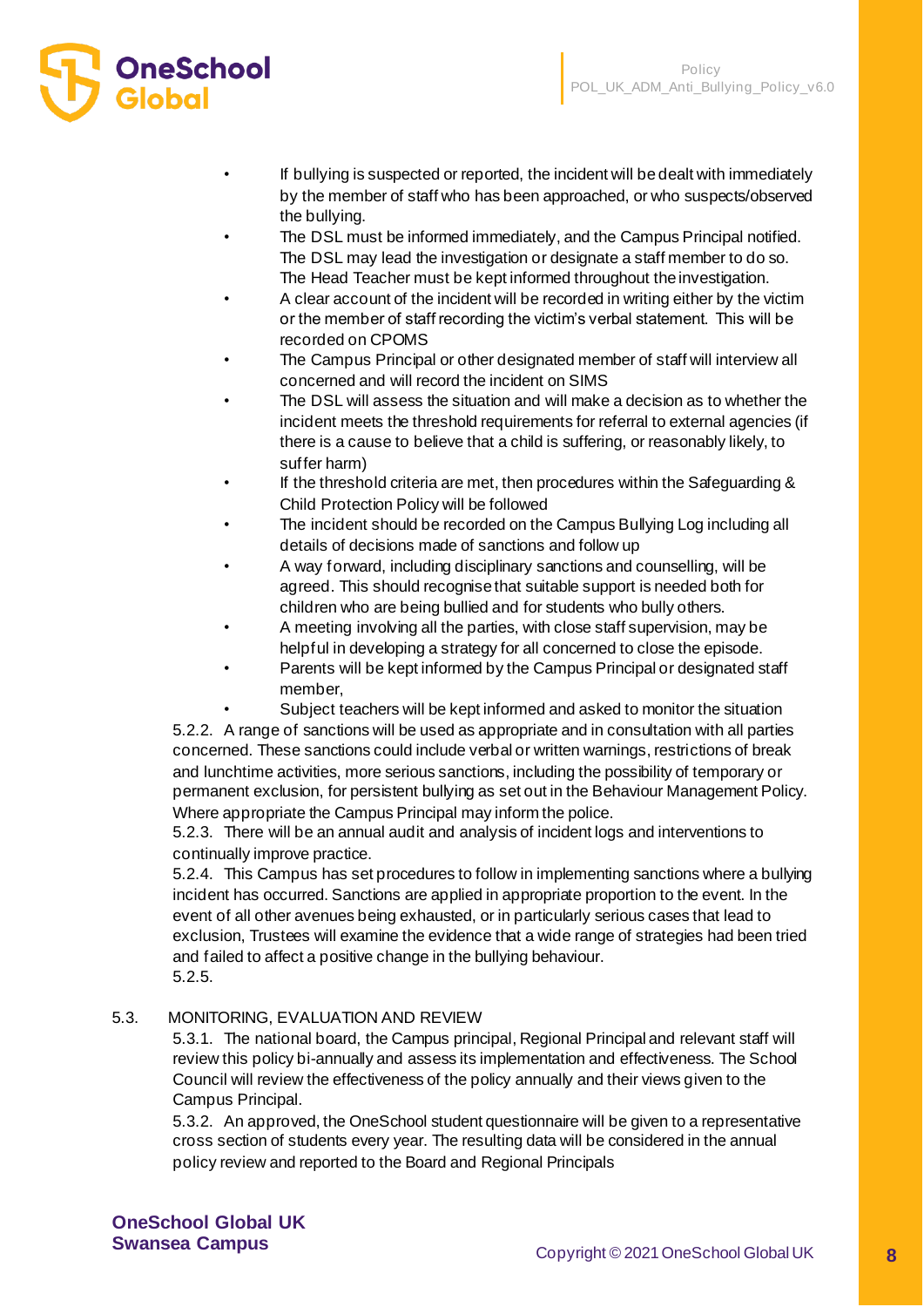- If bullying is suspected or reported, the incident will be dealt with immediately by the member of staff who has been approached, or who suspects/observed the bullying.
- The DSL must be informed immediately, and the Campus Principal notified. The DSL may lead the investigation or designate a staff member to do so. The Head Teacher must be kept informed throughout the investigation.
- A clear account of the incident will be recorded in writing either by the victim or the member of staff recording the victim's verbal statement. This will be recorded on CPOMS
- The Campus Principal or other designated member of staff will interview all concerned and will record the incident on SIMS
- The DSL will assess the situation and will make a decision as to whether the incident meets the threshold requirements for referral to external agencies (if there is a cause to believe that a child is suffering, or reasonably likely, to suffer harm)
- If the threshold criteria are met, then procedures within the Safeguarding & Child Protection Policy will be followed
- The incident should be recorded on the Campus Bullying Log including all details of decisions made of sanctions and follow up
- A way forward, including disciplinary sanctions and counselling, will be agreed. This should recognise that suitable support is needed both for children who are being bullied and for students who bully others.
- A meeting involving all the parties, with close staff supervision, may be helpful in developing a strategy for all concerned to close the episode.
- Parents will be kept informed by the Campus Principal or designated staff member,
- Subject teachers will be kept informed and asked to monitor the situation

5.2.2. A range of sanctions will be used as appropriate and in consultation with all parties concerned. These sanctions could include verbal or written warnings, restrictions of break and lunchtime activities, more serious sanctions, including the possibility of temporary or permanent exclusion, for persistent bullying as set out in the Behaviour Management Policy. Where appropriate the Campus Principal may inform the police.

5.2.3. There will be an annual audit and analysis of incident logs and interventions to continually improve practice.

5.2.4. This Campus has set procedures to follow in implementing sanctions where a bullying incident has occurred. Sanctions are applied in appropriate proportion to the event. In the event of all other avenues being exhausted, or in particularly serious cases that lead to exclusion, Trustees will examine the evidence that a wide range of strategies had been tried and failed to affect a positive change in the bullying behaviour.

5.2.5.

## 5.3. MONITORING, EVALUATION AND REVIEW

5.3.1. The national board, the Campus principal, Regional Principal and relevant staff will review this policy bi-annually and assess its implementation and effectiveness. The School Council will review the effectiveness of the policy annually and their views given to the Campus Principal.

5.3.2. An approved, the OneSchool student questionnaire will be given to a representative cross section of students every year. The resulting data will be considered in the annual policy review and reported to the Board and Regional Principals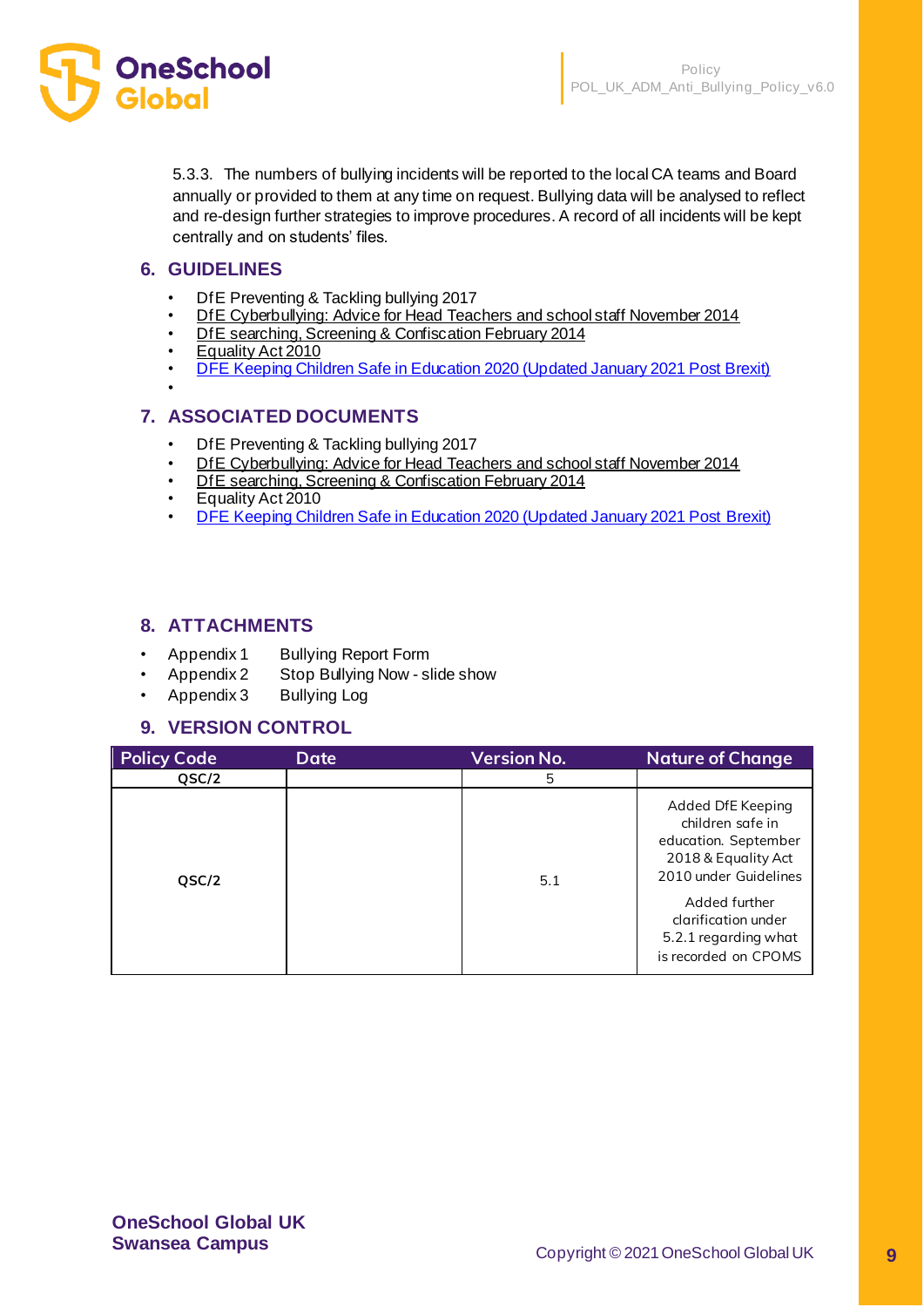5.3.3. The numbers of bullying incidents will be reported to the local CA teams and Board annually or provided to them at any time on request. Bullying data will be analysed to reflect and re-design further strategies to improve procedures. A record of all incidents will be kept centrally and on students' files.

## 6. GUIDELINES

- DfE Preventing & Tackling bullying 2017
- DfE Cyberbullying: Advice for Head Teachers and school staff November 2014
- DfE searching, Screening & Confiscation February 2014
- Equality Act 2010
- DFE Keeping Children Safe in Education 2020 (Updated January 2021 Post Brexit)

## 7. ASSOCIATED DOCUMENTS

- DfE Preventing & Tackling bullying 2017
- DfE Cyberbullying: Advice for Head Teachers and school staff November 2014
- DfE searching, Screening & Confiscation February 2014
- Equality Act 2010
- DFE Keeping Children Safe in Education 2020 (Updated January 2021 Post Brexit)

## 8. ATTACHMENTS

- Appendix 1 Bullying Report Form
- Appendix 2 Stop Bullying Now - slide show
- Appendix 3 Bullying Log

## 9. VERSION CONTROL

| Policy Code | Date | Version No. | Nature of Change |
|---|---|---|---|
| QSC/2 | | 5 | |
| QSC/2 | | 5.1 | Added DfE Keeping children safe in education. September 2018 & Equality Act 2010 under Guidelines<br><br>Added further clarification under 5.2.1 regarding what is recorded on CPOMS |

**OneSchool Global UK**
**Swansea Campus**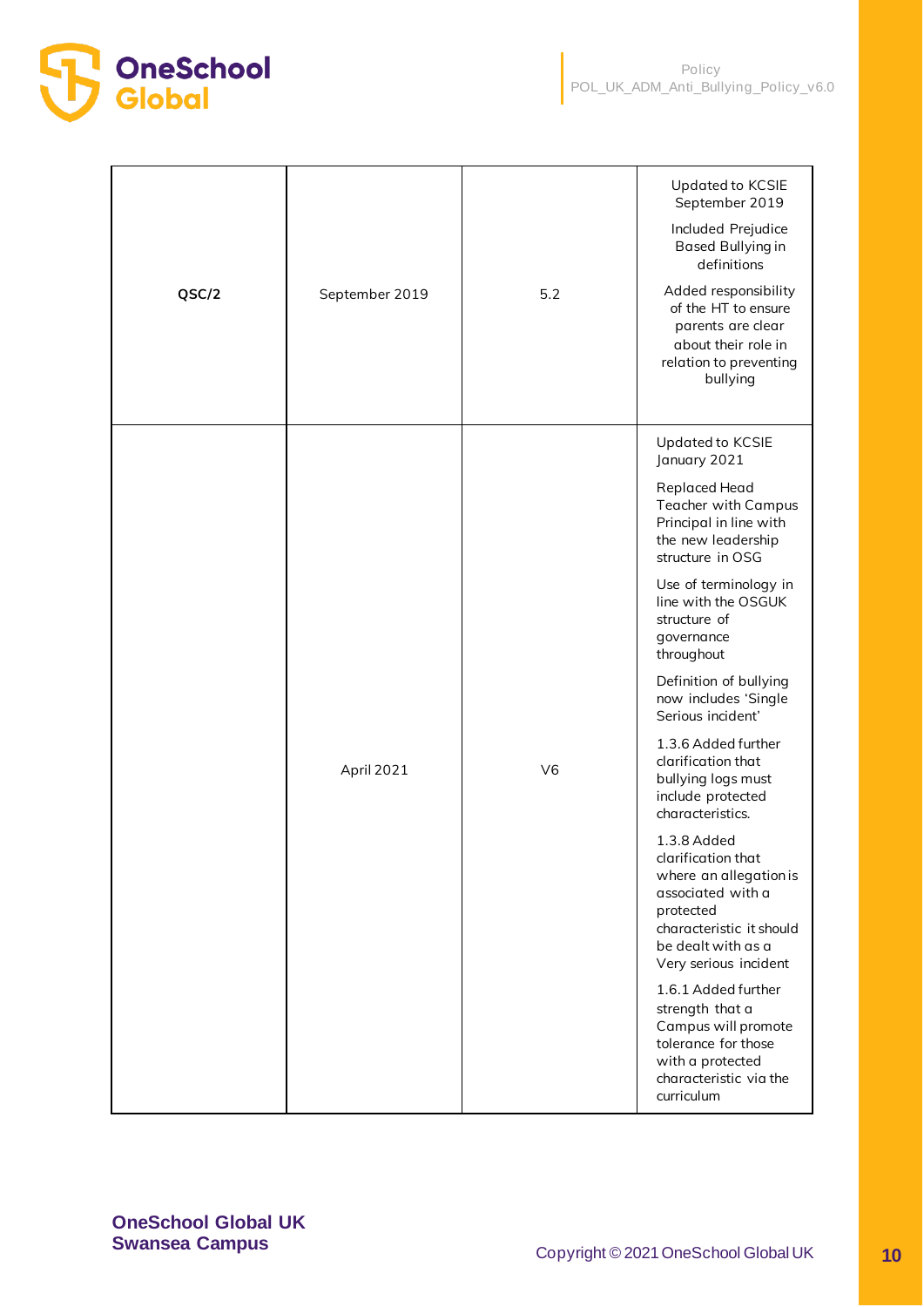| | | | |
|---|---|---|---|
| QSC/2 | September 2019 | 5.2 | Updated to KCSIE September 2019<br><br>Included Prejudice Based Bullying in definitions<br><br>Added responsibility of the HT to ensure parents are clear about their role in relation to preventing bullying |
| | April 2021 | V6 | Updated to KCSIE January 2021<br><br>Replaced Head Teacher with Campus Principal in line with the new leadership structure in OSG<br><br>Use of terminology in line with the OSGUK structure of governance throughout<br><br>Definition of bullying now includes 'Single Serious incident'<br><br>1.3.6 Added further clarification that bullying logs must include protected characteristics.<br><br>1.3.8 Added clarification that where an allegation is associated with a protected characteristic it should be dealt with as a Very serious incident<br><br>1.6.1 Added further strength that a Campus will promote tolerance for those with a protected characteristic via the curriculum |